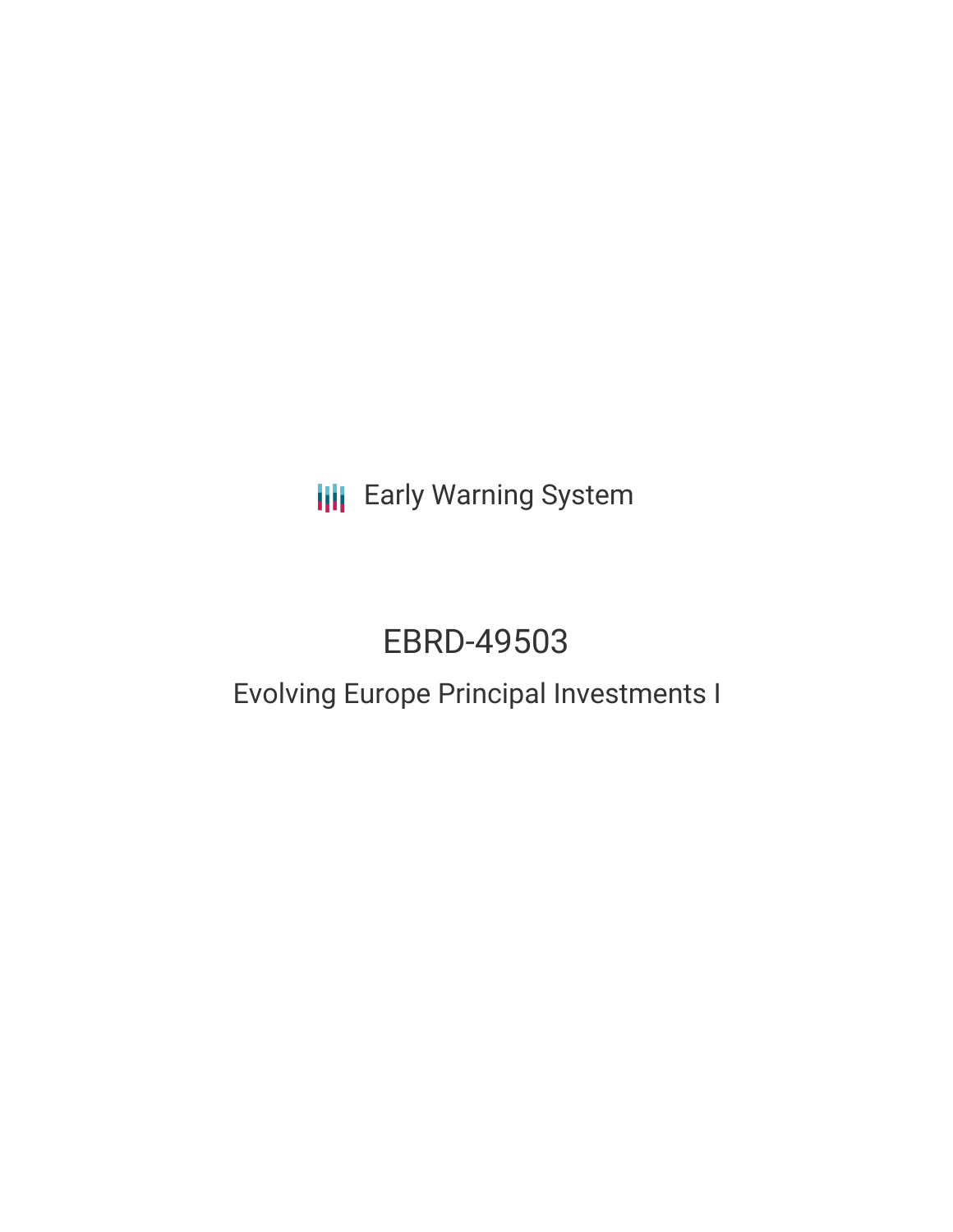Early Warning System

# EBRD-49503

## Evolving Europe Principal Investments I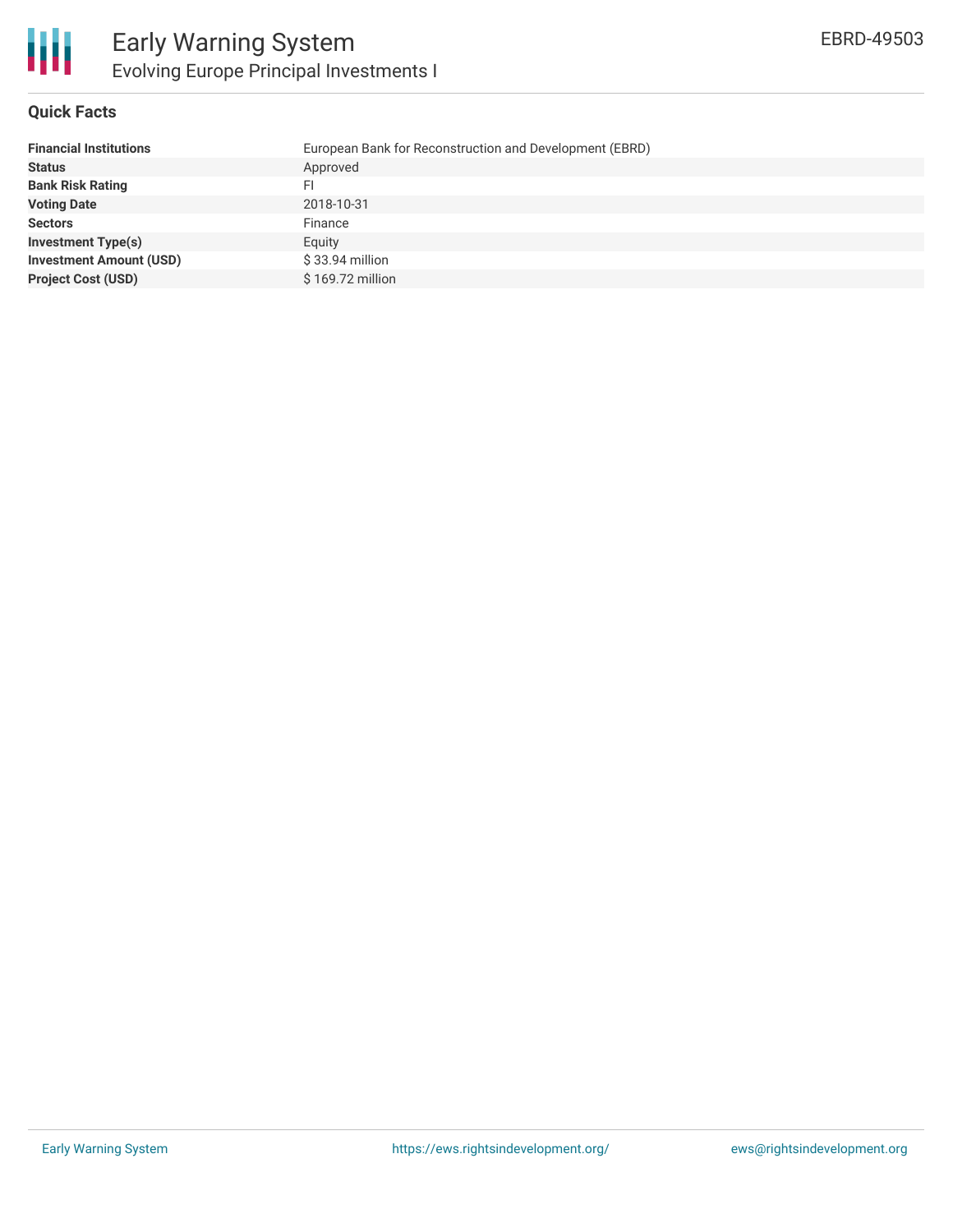# Early Warning System

## Evolving Europe Principal Investments I

EBRD-49503

### Quick Facts

| | |
|---|---|
| **Financial Institutions** | European Bank for Reconstruction and Development (EBRD) |
| **Status** | Approved |
| **Bank Risk Rating** | FI |
| **Voting Date** | 2018-10-31 |
| **Sectors** | Finance |
| **Investment Type(s)** | Equity |
| **Investment Amount (USD)** | $ 33.94 million |
| **Project Cost (USD)** | $ 169.72 million |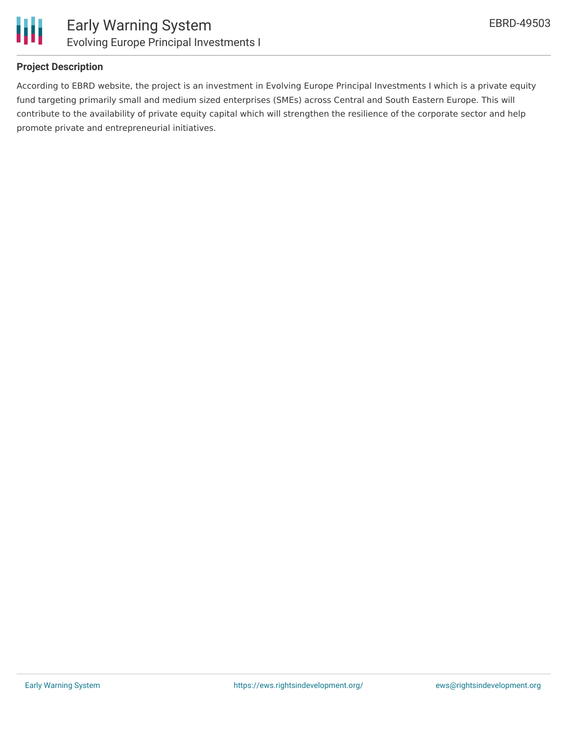## Project Description

According to EBRD website, the project is an investment in Evolving Europe Principal Investments I which is a private equity fund targeting primarily small and medium sized enterprises (SMEs) across Central and South Eastern Europe. This will contribute to the availability of private equity capital which will strengthen the resilience of the corporate sector and help promote private and entrepreneurial initiatives.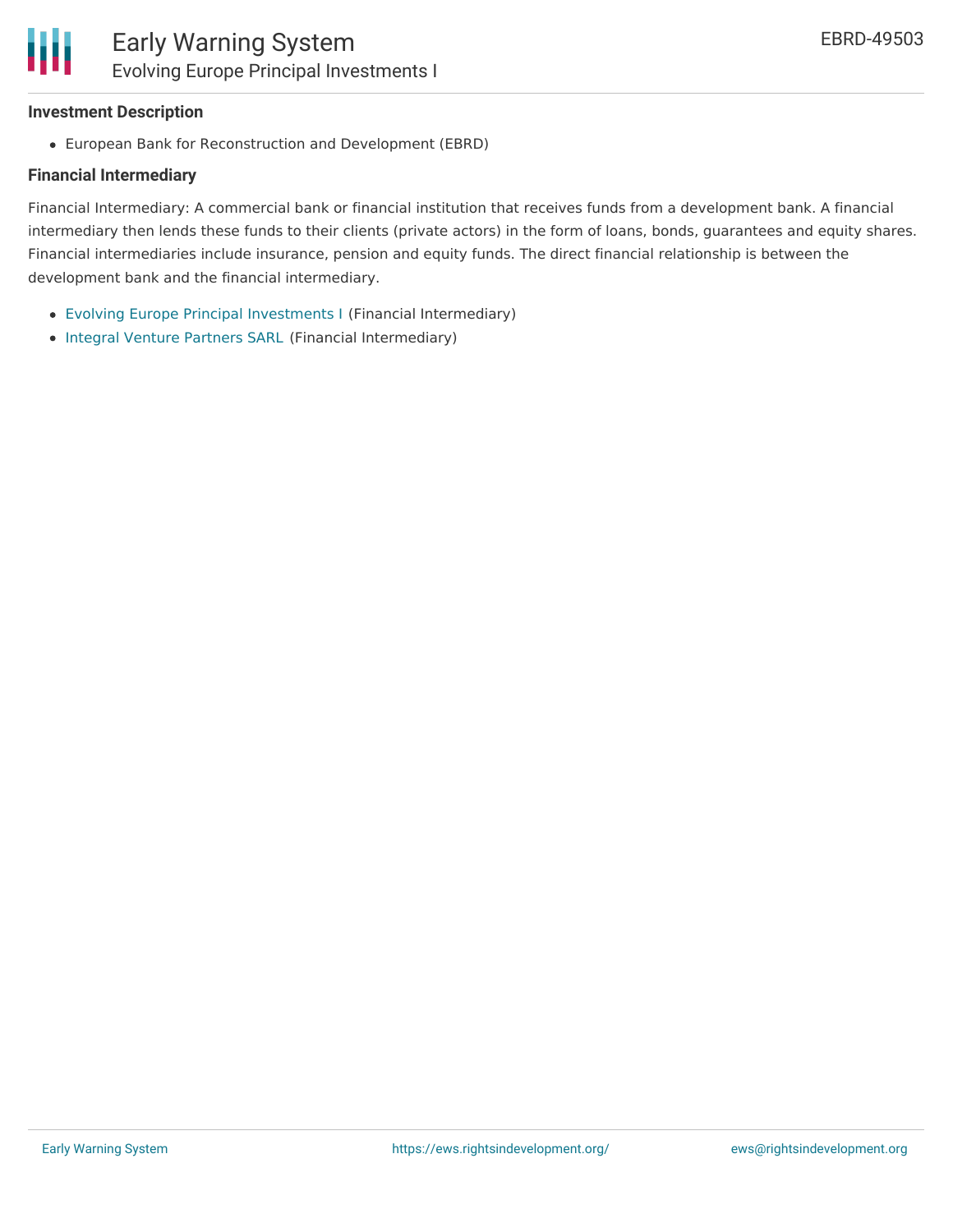### Investment Description

- European Bank for Reconstruction and Development (EBRD)

### Financial Intermediary

Financial Intermediary: A commercial bank or financial institution that receives funds from a development bank. A financial intermediary then lends these funds to their clients (private actors) in the form of loans, bonds, guarantees and equity shares. Financial intermediaries include insurance, pension and equity funds. The direct financial relationship is between the development bank and the financial intermediary.

- Evolving Europe Principal Investments I (Financial Intermediary)
- Integral Venture Partners SARL (Financial Intermediary)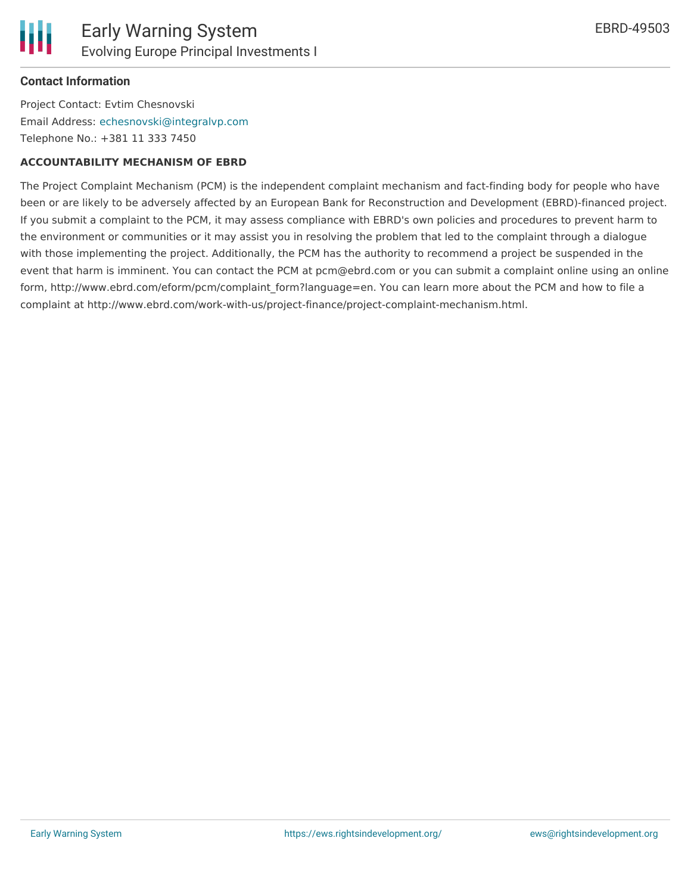### Contact Information

Project Contact: Evtim Chesnovski
Email Address: echesnovski@integralvp.com
Telephone No.: +381 11 333 7450

**ACCOUNTABILITY MECHANISM OF EBRD**

The Project Complaint Mechanism (PCM) is the independent complaint mechanism and fact-finding body for people who have been or are likely to be adversely affected by an European Bank for Reconstruction and Development (EBRD)-financed project. If you submit a complaint to the PCM, it may assess compliance with EBRD's own policies and procedures to prevent harm to the environment or communities or it may assist you in resolving the problem that led to the complaint through a dialogue with those implementing the project. Additionally, the PCM has the authority to recommend a project be suspended in the event that harm is imminent. You can contact the PCM at pcm@ebrd.com or you can submit a complaint online using an online form, http://www.ebrd.com/eform/pcm/complaint_form?language=en. You can learn more about the PCM and how to file a complaint at http://www.ebrd.com/work-with-us/project-finance/project-complaint-mechanism.html.